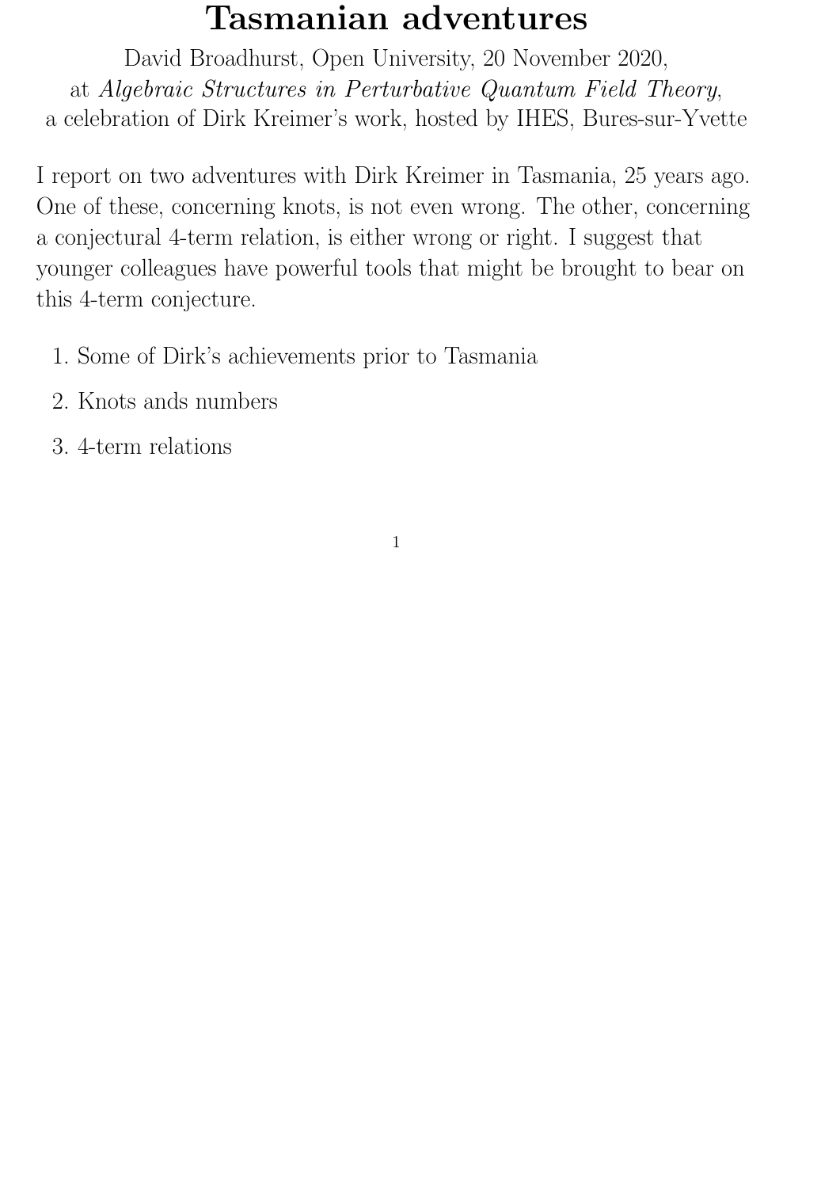# Tasmanian adventures

David Broadhurst, Open University, 20 November 2020,
at *Algebraic Structures in Perturbative Quantum Field Theory*,
a celebration of Dirk Kreimer's work, hosted by IHES, Bures-sur-Yvette

I report on two adventures with Dirk Kreimer in Tasmania, 25 years ago. One of these, concerning knots, is not even wrong. The other, concerning a conjectural 4-term relation, is either wrong or right. I suggest that younger colleagues have powerful tools that might be brought to bear on this 4-term conjecture.

1. Some of Dirk's achievements prior to Tasmania
2. Knots ands numbers
3. 4-term relations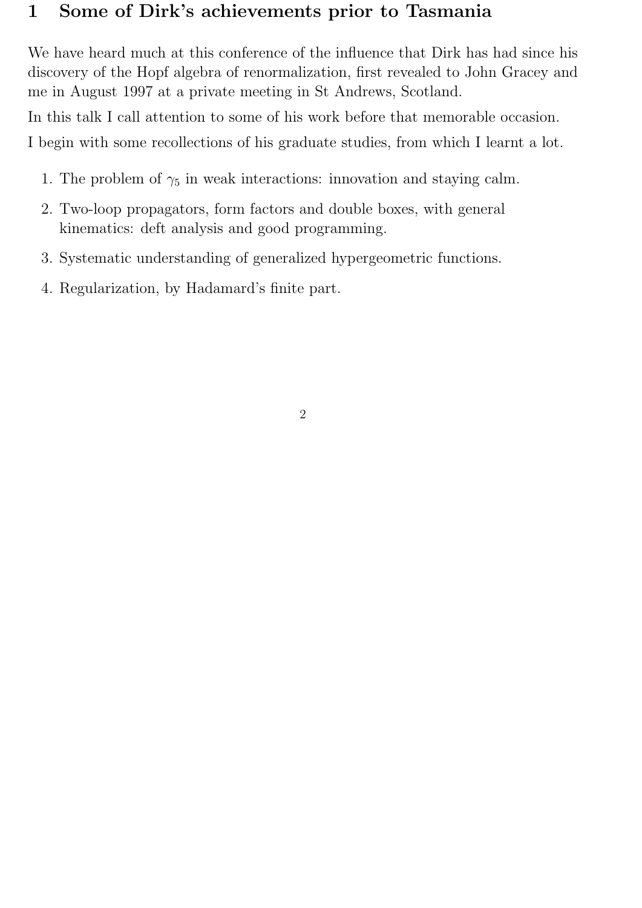# 1 Some of Dirk's achievements prior to Tasmania

We have heard much at this conference of the influence that Dirk has had since his discovery of the Hopf algebra of renormalization, first revealed to John Gracey and me in August 1997 at a private meeting in St Andrews, Scotland.

In this talk I call attention to some of his work before that memorable occasion.

I begin with some recollections of his graduate studies, from which I learnt a lot.

1. The problem of $\gamma_5$ in weak interactions: innovation and staying calm.
2. Two-loop propagators, form factors and double boxes, with general kinematics: deft analysis and good programming.
3. Systematic understanding of generalized hypergeometric functions.
4. Regularization, by Hadamard's finite part.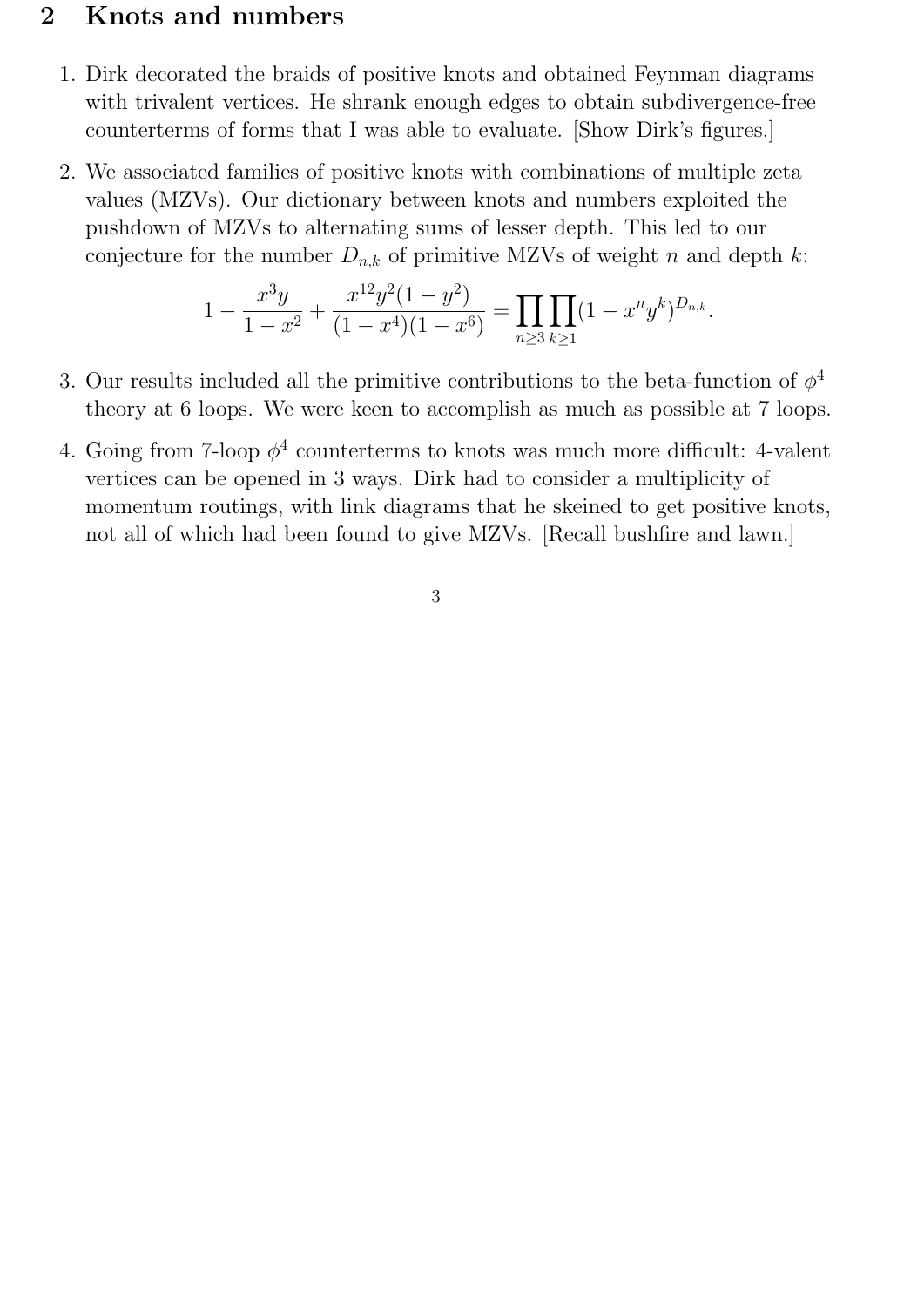## 2 Knots and numbers

1. Dirk decorated the braids of positive knots and obtained Feynman diagrams with trivalent vertices. He shrank enough edges to obtain subdivergence-free counterterms of forms that I was able to evaluate. [Show Dirk's figures.]

2. We associated families of positive knots with combinations of multiple zeta values (MZVs). Our dictionary between knots and numbers exploited the pushdown of MZVs to alternating sums of lesser depth. This led to our conjecture for the number $D_{n,k}$ of primitive MZVs of weight $n$ and depth $k$:
$$1 - \frac{x^3 y}{1-x^2} + \frac{x^{12}y^2(1-y^2)}{(1-x^4)(1-x^6)} = \prod_{n\geq 3}\prod_{k\geq 1}(1-x^n y^k)^{D_{n,k}}.$$

3. Our results included all the primitive contributions to the beta-function of $\phi^4$ theory at 6 loops. We were keen to accomplish as much as possible at 7 loops.

4. Going from 7-loop $\phi^4$ counterterms to knots was much more difficult: 4-valent vertices can be opened in 3 ways. Dirk had to consider a multiplicity of momentum routings, with link diagrams that he skeined to get positive knots, not all of which had been found to give MZVs. [Recall bushfire and lawn.]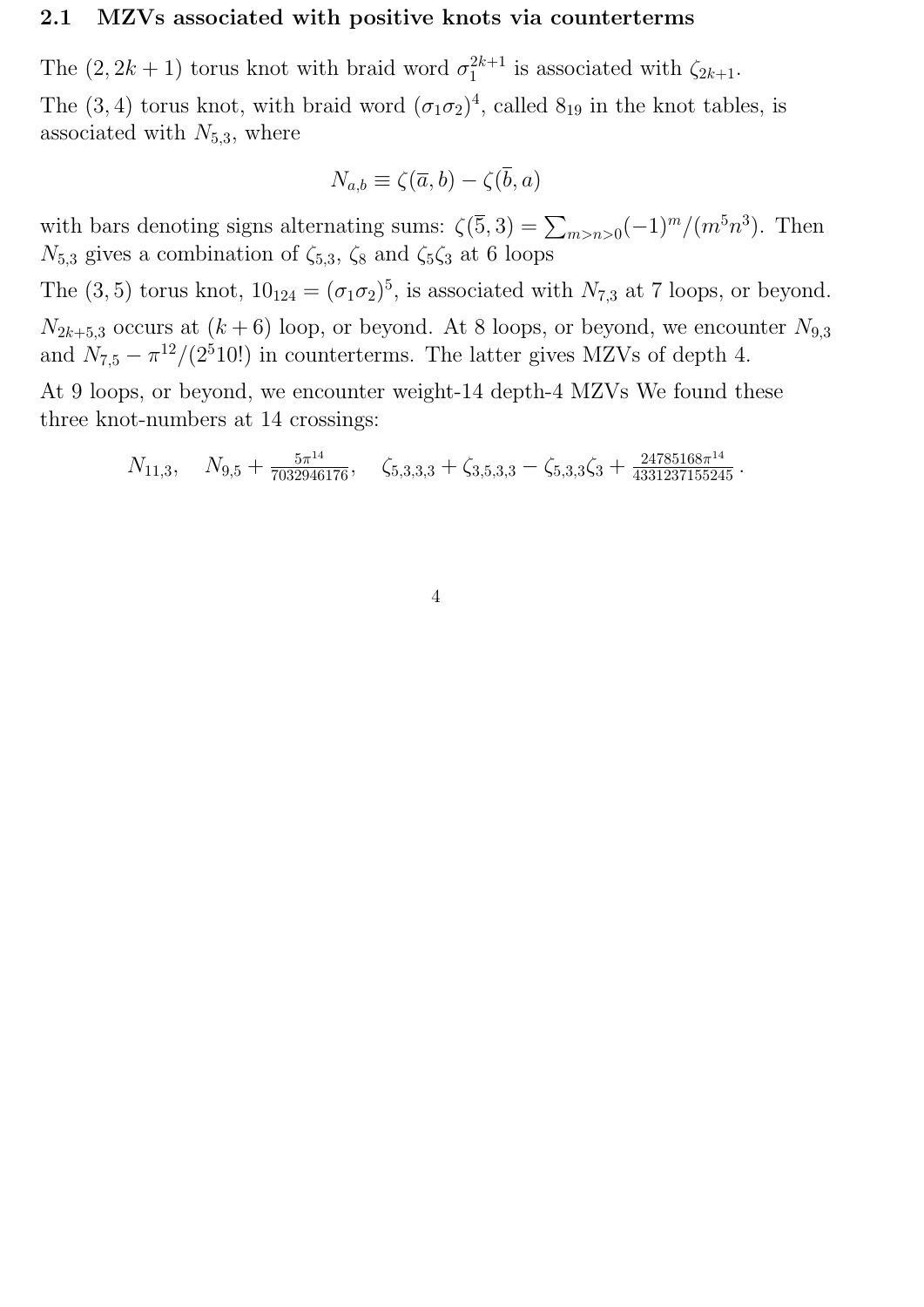### 2.1 MZVs associated with positive knots via counterterms

The $(2, 2k+1)$ torus knot with braid word $\sigma_1^{2k+1}$ is associated with $\zeta_{2k+1}$.

The $(3, 4)$ torus knot, with braid word $(\sigma_1\sigma_2)^4$, called $8_{19}$ in the knot tables, is associated with $N_{5,3}$, where

$$N_{a,b} \equiv \zeta(\overline{a}, b) - \zeta(\overline{b}, a)$$

with bars denoting signs alternating sums: $\zeta(\overline{5}, 3) = \sum_{m>n>0}(-1)^m/(m^5 n^3)$. Then $N_{5,3}$ gives a combination of $\zeta_{5,3}$, $\zeta_8$ and $\zeta_5\zeta_3$ at 6 loops

The $(3, 5)$ torus knot, $10_{124} = (\sigma_1\sigma_2)^5$, is associated with $N_{7,3}$ at 7 loops, or beyond.

$N_{2k+5,3}$ occurs at $(k+6)$ loop, or beyond. At 8 loops, or beyond, we encounter $N_{9,3}$ and $N_{7,5} - \pi^{12}/(2^5 10!)$ in counterterms. The latter gives MZVs of depth 4.

At 9 loops, or beyond, we encounter weight-14 depth-4 MZVs We found these three knot-numbers at 14 crossings:

$$N_{11,3}, \quad N_{9,5} + \tfrac{5\pi^{14}}{7032946176}, \quad \zeta_{5,3,3,3} + \zeta_{3,5,3,3} - \zeta_{5,3,3}\zeta_3 + \tfrac{24785168\pi^{14}}{4331237155245}\,.$$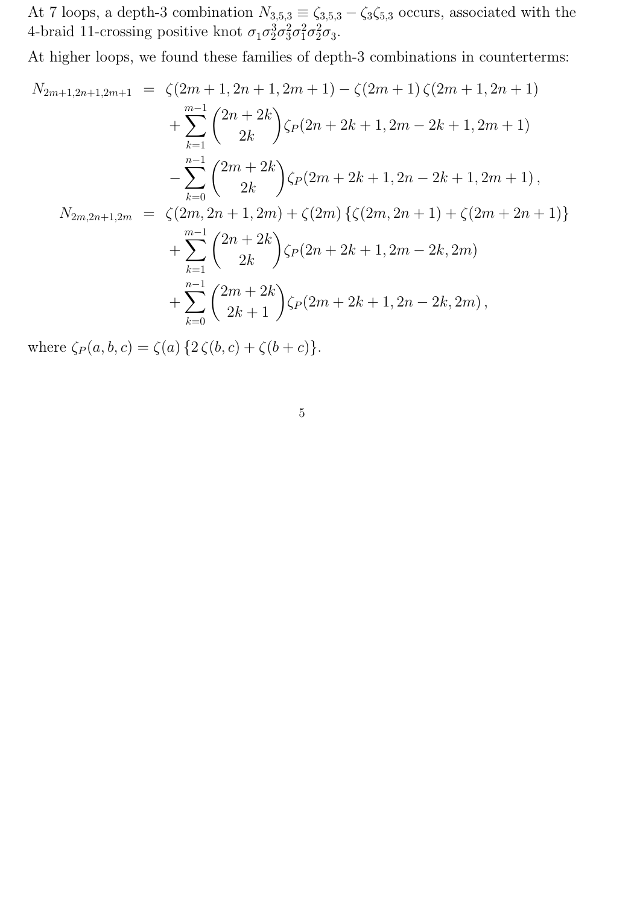At 7 loops, a depth-3 combination $N_{3,5,3} \equiv \zeta_{3,5,3} - \zeta_3\zeta_{5,3}$ occurs, associated with the 4-braid 11-crossing positive knot $\sigma_1\sigma_2^3\sigma_3^2\sigma_1^2\sigma_2^2\sigma_3$.

At higher loops, we found these families of depth-3 combinations in counterterms:

$$
\begin{aligned}
N_{2m+1,2n+1,2m+1} &= \zeta(2m+1,2n+1,2m+1) - \zeta(2m+1)\,\zeta(2m+1,2n+1) \\
&\quad + \sum_{k=1}^{m-1} \binom{2n+2k}{2k} \zeta_P(2n+2k+1, 2m-2k+1, 2m+1) \\
&\quad - \sum_{k=0}^{n-1} \binom{2m+2k}{2k} \zeta_P(2m+2k+1, 2n-2k+1, 2m+1)\,, \\
N_{2m,2n+1,2m} &= \zeta(2m,2n+1,2m) + \zeta(2m)\left\{\zeta(2m,2n+1) + \zeta(2m+2n+1)\right\} \\
&\quad + \sum_{k=1}^{m-1} \binom{2n+2k}{2k} \zeta_P(2n+2k+1, 2m-2k, 2m) \\
&\quad + \sum_{k=0}^{n-1} \binom{2m+2k}{2k+1} \zeta_P(2m+2k+1, 2n-2k, 2m)\,,
\end{aligned}
$$

where $\zeta_P(a,b,c) = \zeta(a)\left\{2\,\zeta(b,c) + \zeta(b+c)\right\}$.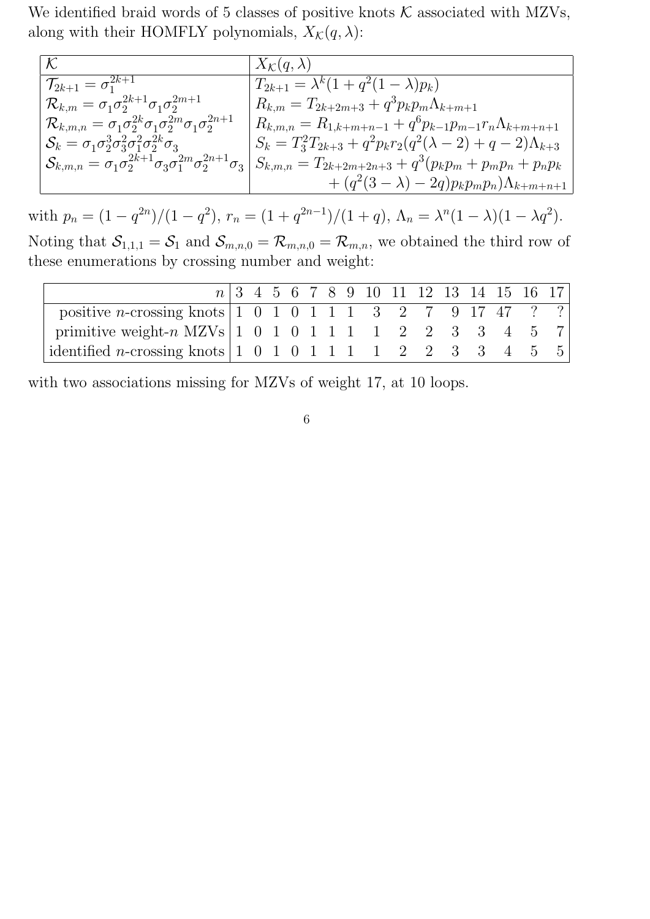We identified braid words of 5 classes of positive knots $\mathcal{K}$ associated with MZVs, along with their HOMFLY polynomials, $X_{\mathcal{K}}(q,\lambda)$:

| $\mathcal{K}$ | $X_{\mathcal{K}}(q,\lambda)$ |
|---|---|
| $\mathcal{T}_{2k+1} = \sigma_1^{2k+1}$ | $T_{2k+1} = \lambda^k(1 + q^2(1-\lambda)p_k)$ |
| $\mathcal{R}_{k,m} = \sigma_1\sigma_2^{2k+1}\sigma_1\sigma_2^{2m+1}$ | $R_{k,m} = T_{2k+2m+3} + q^3 p_k p_m \Lambda_{k+m+1}$ |
| $\mathcal{R}_{k,m,n} = \sigma_1\sigma_2^{2k}\sigma_1\sigma_2^{2m}\sigma_1\sigma_2^{2n+1}$ | $R_{k,m,n} = R_{1,k+m+n-1} + q^6 p_{k-1}p_{m-1}r_n\Lambda_{k+m+n+1}$ |
| $\mathcal{S}_k = \sigma_1\sigma_2^3\sigma_3^2\sigma_1^2\sigma_2^{2k}\sigma_3$ | $S_k = T_3^2 T_{2k+3} + q^2 p_k r_2(q^2(\lambda-2)+q-2)\Lambda_{k+3}$ |
| $\mathcal{S}_{k,m,n} = \sigma_1\sigma_2^{2k+1}\sigma_3\sigma_1^{2m}\sigma_2^{2n+1}\sigma_3$ | $S_{k,m,n} = T_{2k+2m+2n+3} + q^3(p_k p_m + p_m p_n + p_n p_k$ $+ (q^2(3-\lambda)-2q)p_k p_m p_n)\Lambda_{k+m+n+1}$ |

with $p_n = (1-q^{2n})/(1-q^2)$, $r_n = (1+q^{2n-1})/(1+q)$, $\Lambda_n = \lambda^n(1-\lambda)(1-\lambda q^2)$.

Noting that $\mathcal{S}_{1,1,1} = \mathcal{S}_1$ and $\mathcal{S}_{m,n,0} = \mathcal{R}_{m,n,0} = \mathcal{R}_{m,n}$, we obtained the third row of these enumerations by crossing number and weight:

| $n$ | 3 | 4 | 5 | 6 | 7 | 8 | 9 | 10 | 11 | 12 | 13 | 14 | 15 | 16 | 17 |
|---|---|---|---|---|---|---|---|---|---|---|---|---|---|---|---|
| positive $n$-crossing knots | 1 | 0 | 1 | 0 | 1 | 1 | 1 | 3 | 2 | 7 | 9 | 17 | 47 | ? | ? |
| primitive weight-$n$ MZVs | 1 | 0 | 1 | 0 | 1 | 1 | 1 | 1 | 2 | 2 | 3 | 3 | 4 | 5 | 7 |
| identified $n$-crossing knots | 1 | 0 | 1 | 0 | 1 | 1 | 1 | 1 | 2 | 2 | 3 | 3 | 4 | 5 | 5 |

with two associations missing for MZVs of weight 17, at 10 loops.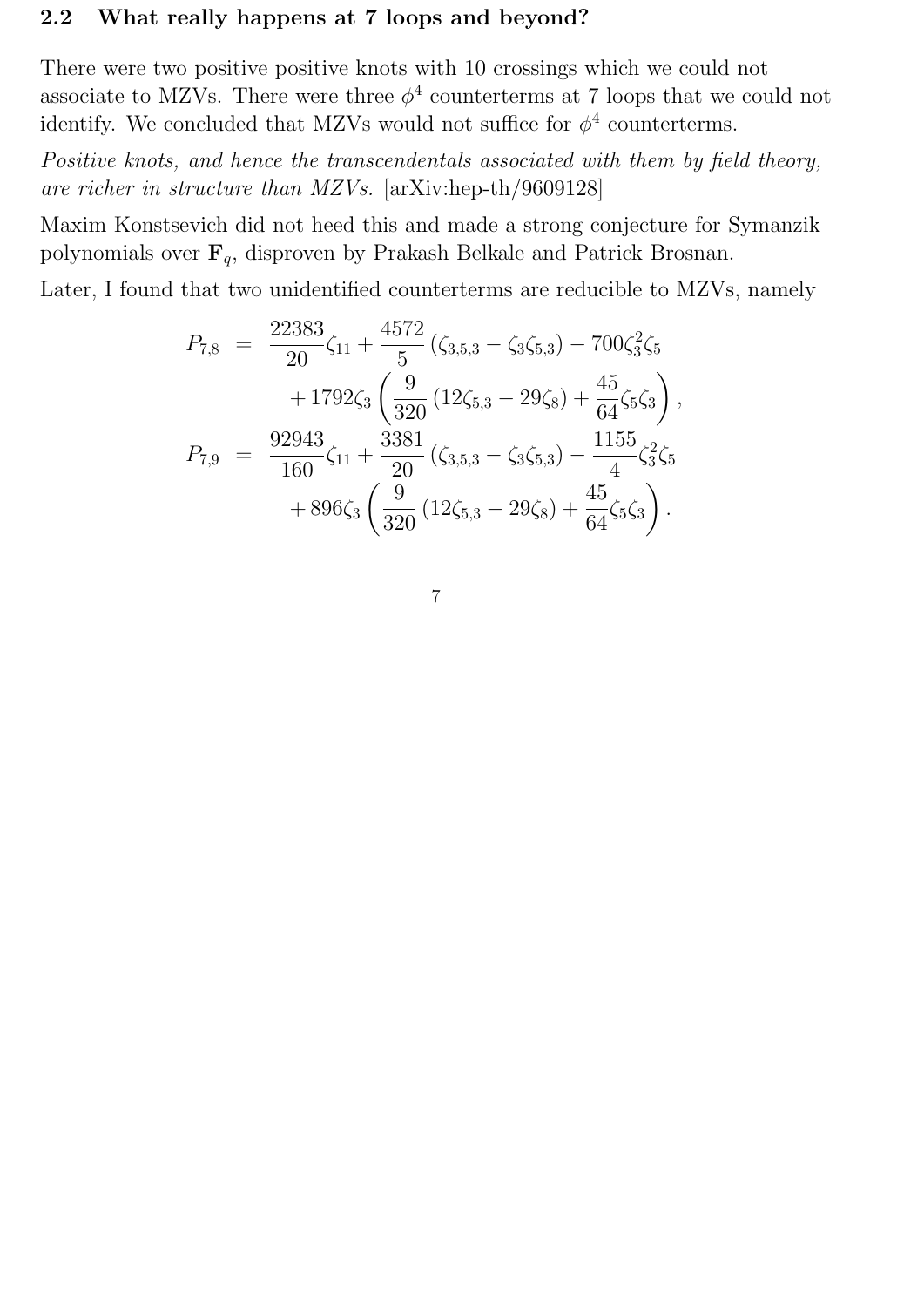### 2.2 What really happens at 7 loops and beyond?

There were two positive positive knots with 10 crossings which we could not associate to MZVs. There were three $\phi^4$ counterterms at 7 loops that we could not identify. We concluded that MZVs would not suffice for $\phi^4$ counterterms.

*Positive knots, and hence the transcendentals associated with them by field theory, are richer in structure than MZVs.* [arXiv:hep-th/9609128]

Maxim Konstsevich did not heed this and made a strong conjecture for Symanzik polynomials over $\mathbf{F}_q$, disproven by Prakash Belkale and Patrick Brosnan.

Later, I found that two unidentified counterterms are reducible to MZVs, namely

$$
\begin{aligned}
P_{7,8} &= \frac{22383}{20}\zeta_{11} + \frac{4572}{5}\left(\zeta_{3,5,3} - \zeta_3\zeta_{5,3}\right) - 700\zeta_3^2\zeta_5 \\
&\quad + 1792\zeta_3\left(\frac{9}{320}\left(12\zeta_{5,3} - 29\zeta_8\right) + \frac{45}{64}\zeta_5\zeta_3\right), \\
P_{7,9} &= \frac{92943}{160}\zeta_{11} + \frac{3381}{20}\left(\zeta_{3,5,3} - \zeta_3\zeta_{5,3}\right) - \frac{1155}{4}\zeta_3^2\zeta_5 \\
&\quad + 896\zeta_3\left(\frac{9}{320}\left(12\zeta_{5,3} - 29\zeta_8\right) + \frac{45}{64}\zeta_5\zeta_3\right).
\end{aligned}
$$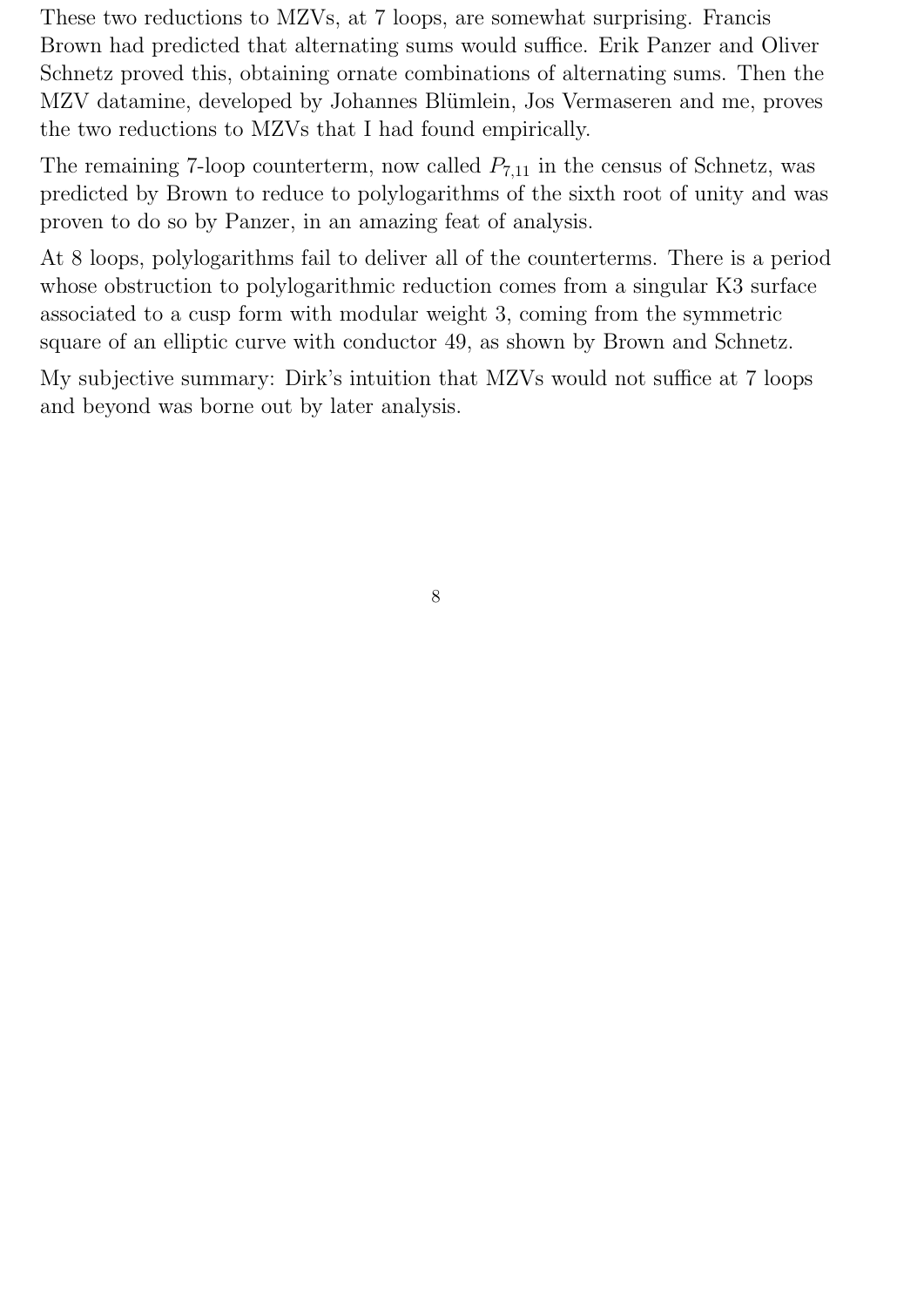These two reductions to MZVs, at 7 loops, are somewhat surprising. Francis Brown had predicted that alternating sums would suffice. Erik Panzer and Oliver Schnetz proved this, obtaining ornate combinations of alternating sums. Then the MZV datamine, developed by Johannes Blümlein, Jos Vermaseren and me, proves the two reductions to MZVs that I had found empirically.

The remaining 7-loop counterterm, now called $P_{7,11}$ in the census of Schnetz, was predicted by Brown to reduce to polylogarithms of the sixth root of unity and was proven to do so by Panzer, in an amazing feat of analysis.

At 8 loops, polylogarithms fail to deliver all of the counterterms. There is a period whose obstruction to polylogarithmic reduction comes from a singular K3 surface associated to a cusp form with modular weight 3, coming from the symmetric square of an elliptic curve with conductor 49, as shown by Brown and Schnetz.

My subjective summary: Dirk's intuition that MZVs would not suffice at 7 loops and beyond was borne out by later analysis.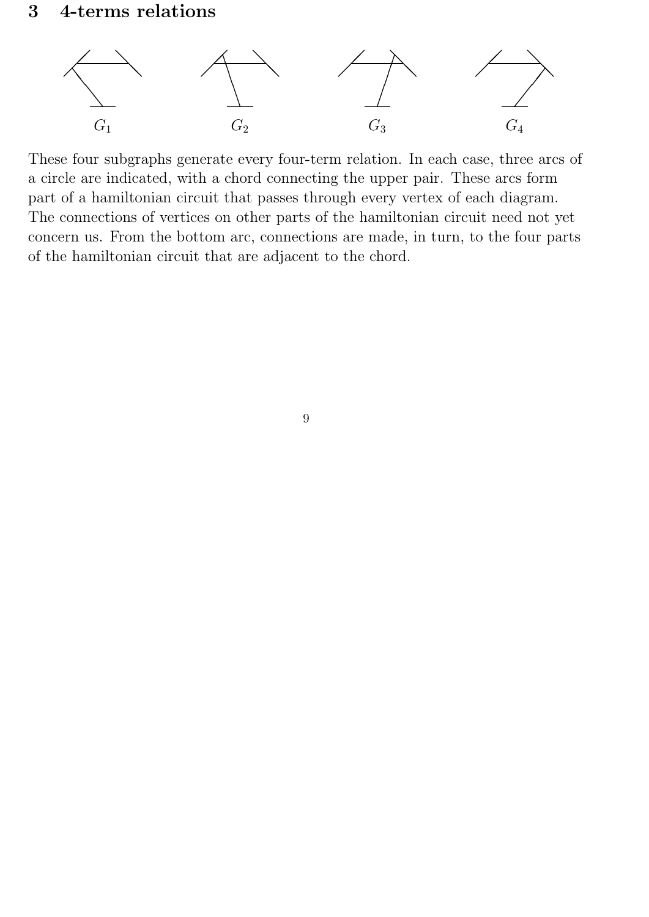# 3 4-terms relations

$G_1$ $G_2$ $G_3$ $G_4$

These four subgraphs generate every four-term relation. In each case, three arcs of a circle are indicated, with a chord connecting the upper pair. These arcs form part of a hamiltonian circuit that passes through every vertex of each diagram. The connections of vertices on other parts of the hamiltonian circuit need not yet concern us. From the bottom arc, connections are made, in turn, to the four parts of the hamiltonian circuit that are adjacent to the chord.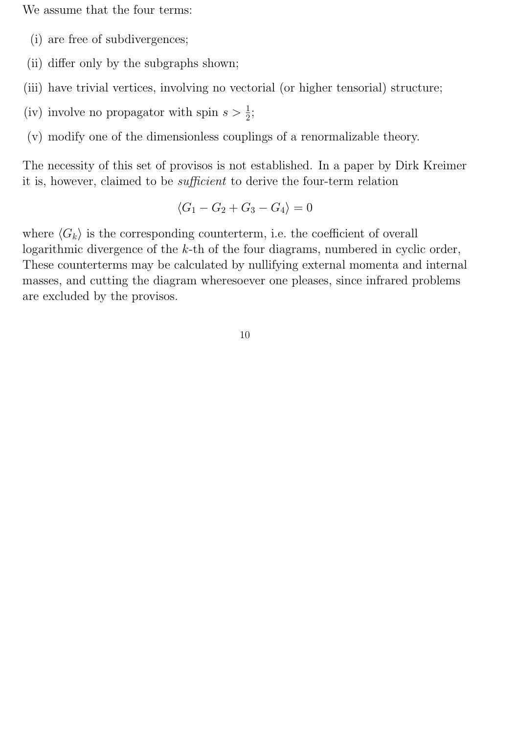We assume that the four terms:

(i) are free of subdivergences;

(ii) differ only by the subgraphs shown;

(iii) have trivial vertices, involving no vectorial (or higher tensorial) structure;

(iv) involve no propagator with spin $s > \frac{1}{2}$;

(v) modify one of the dimensionless couplings of a renormalizable theory.

The necessity of this set of provisos is not established. In a paper by Dirk Kreimer it is, however, claimed to be *sufficient* to derive the four-term relation

$$\langle G_1 - G_2 + G_3 - G_4 \rangle = 0$$

where $\langle G_k \rangle$ is the corresponding counterterm, i.e. the coefficient of overall logarithmic divergence of the $k$-th of the four diagrams, numbered in cyclic order, These counterterms may be calculated by nullifying external momenta and internal masses, and cutting the diagram wheresoever one pleases, since infrared problems are excluded by the provisos.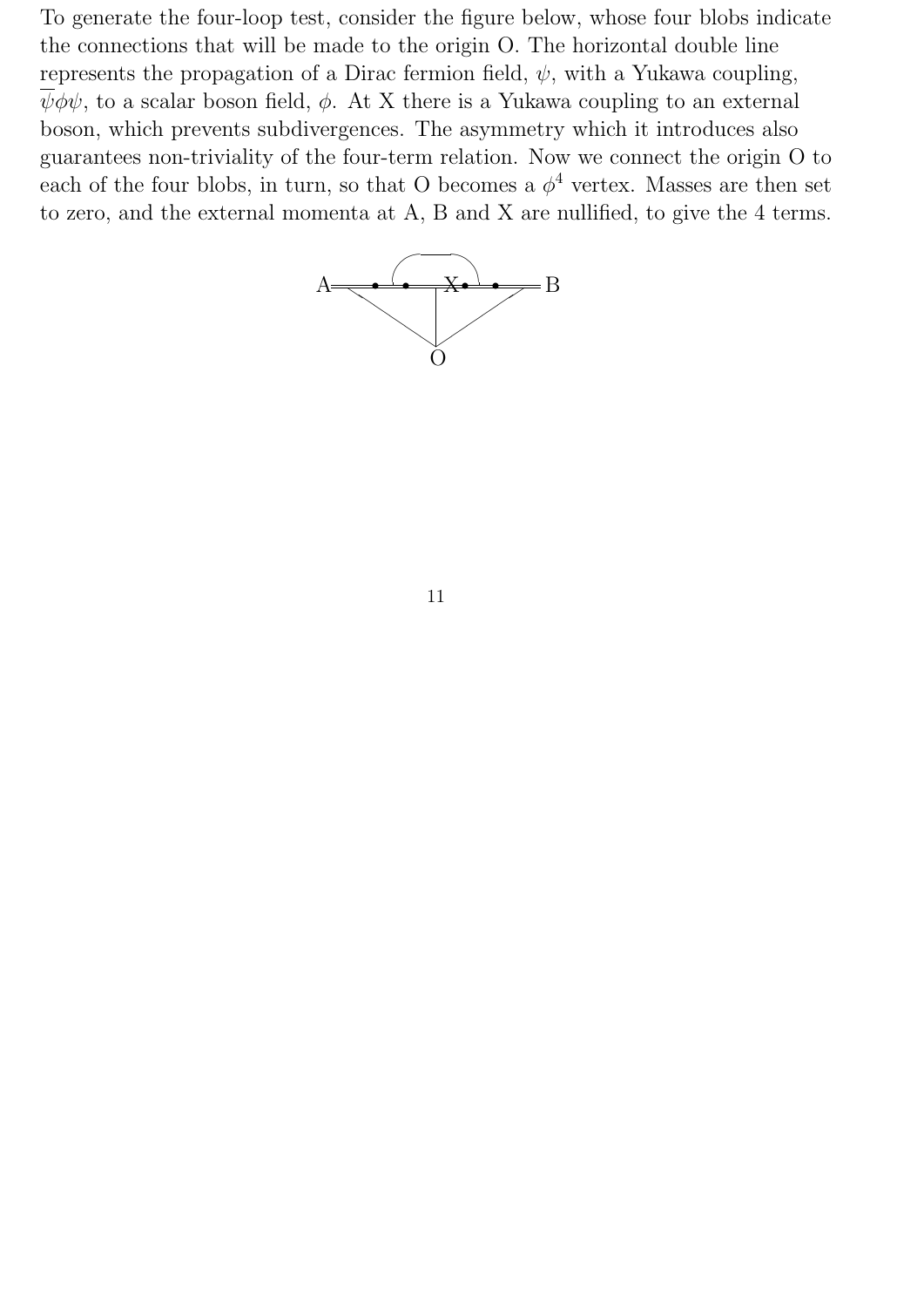To generate the four-loop test, consider the figure below, whose four blobs indicate the connections that will be made to the origin O. The horizontal double line represents the propagation of a Dirac fermion field, $\psi$, with a Yukawa coupling, $\overline{\psi}\phi\psi$, to a scalar boson field, $\phi$. At X there is a Yukawa coupling to an external boson, which prevents subdivergences. The asymmetry which it introduces also guarantees non-triviality of the four-term relation. Now we connect the origin O to each of the four blobs, in turn, so that O becomes a $\phi^4$ vertex. Masses are then set to zero, and the external momenta at A, B and X are nullified, to give the 4 terms.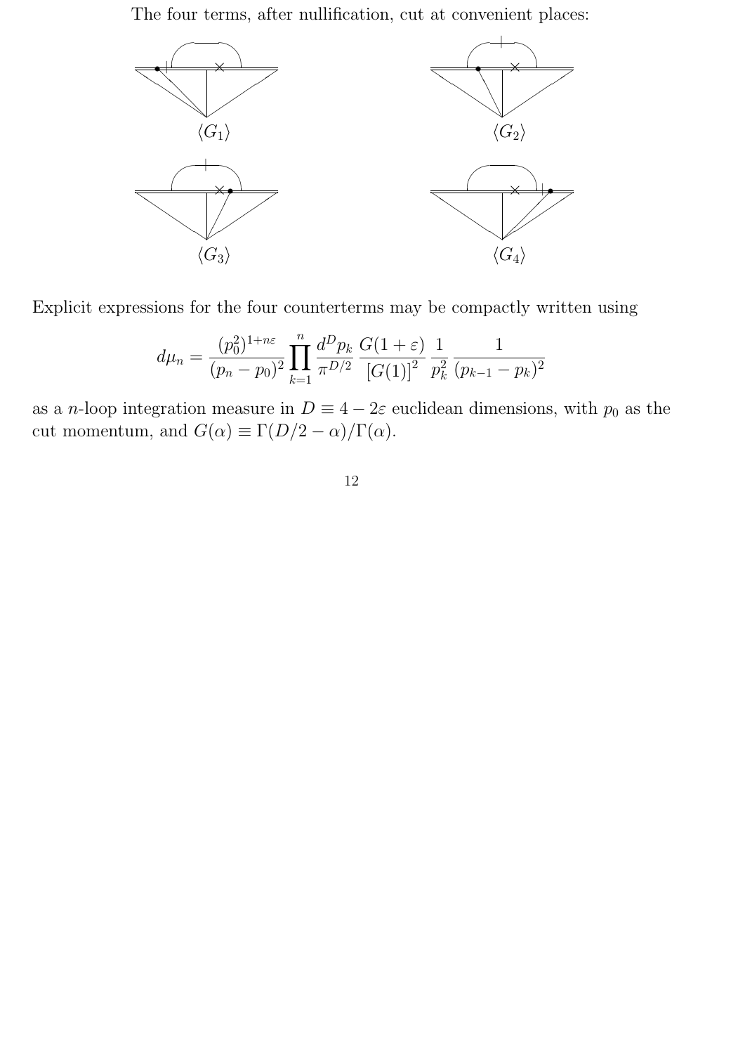The four terms, after nullification, cut at convenient places:

$\langle G_1 \rangle$

$\langle G_2 \rangle$

$\langle G_3 \rangle$

$\langle G_4 \rangle$

Explicit expressions for the four counterterms may be compactly written using

$$d\mu_n = \frac{(p_0^2)^{1+n\varepsilon}}{(p_n - p_0)^2} \prod_{k=1}^{n} \frac{d^D p_k}{\pi^{D/2}} \frac{G(1+\varepsilon)}{\left[G(1)\right]^2} \frac{1}{p_k^2} \frac{1}{(p_{k-1} - p_k)^2}$$

as a $n$-loop integration measure in $D \equiv 4 - 2\varepsilon$ euclidean dimensions, with $p_0$ as the cut momentum, and $G(\alpha) \equiv \Gamma(D/2 - \alpha)/\Gamma(\alpha)$.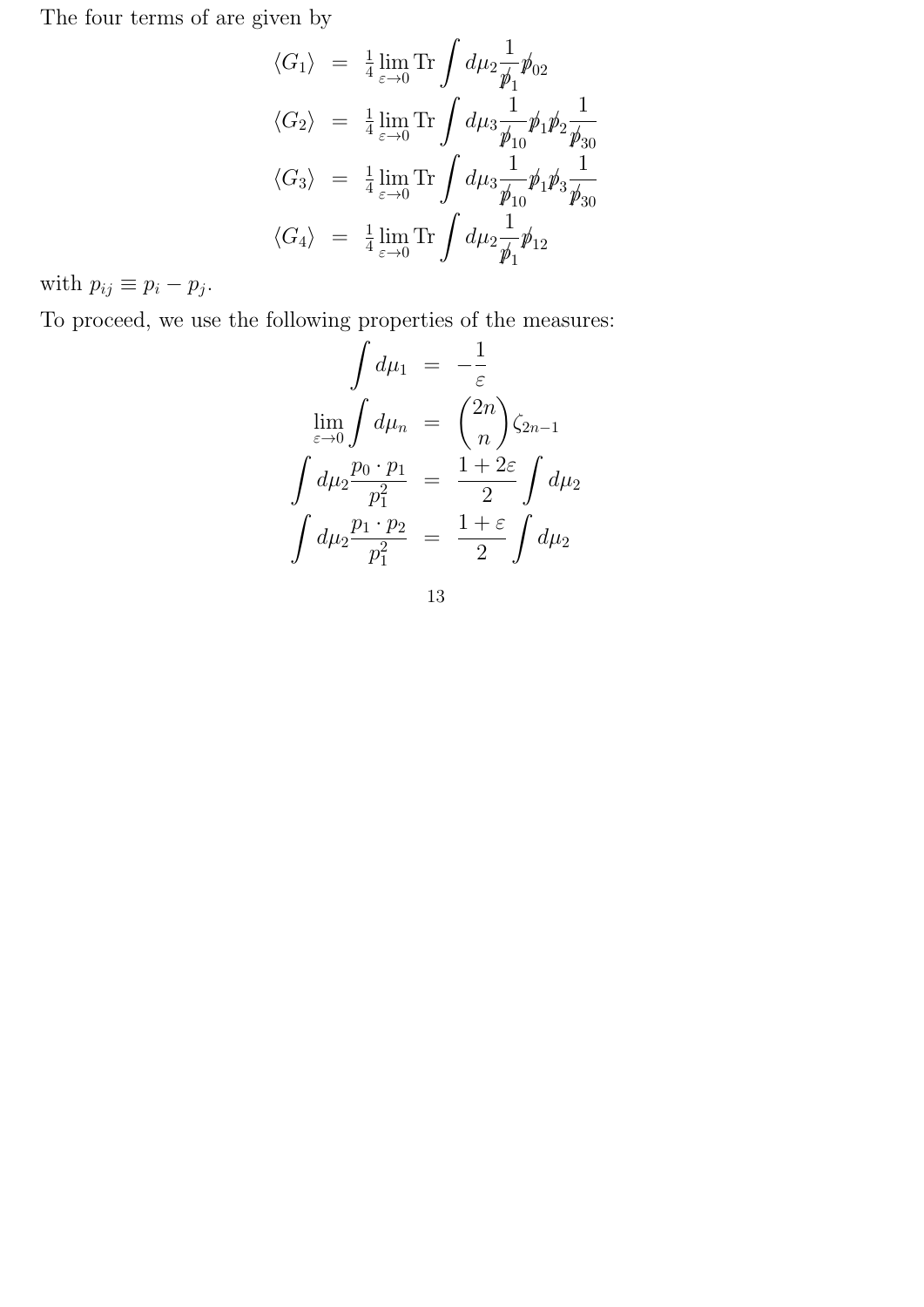The four terms of are given by

$$
\begin{aligned}
\langle G_1 \rangle &= \tfrac{1}{4} \lim_{\varepsilon\to 0} \mathrm{Tr} \int d\mu_2 \frac{1}{\not{p}_1} \not{p}_{02} \\
\langle G_2 \rangle &= \tfrac{1}{4} \lim_{\varepsilon\to 0} \mathrm{Tr} \int d\mu_3 \frac{1}{\not{p}_{10}} \not{p}_1 \not{p}_2 \frac{1}{\not{p}_{30}} \\
\langle G_3 \rangle &= \tfrac{1}{4} \lim_{\varepsilon\to 0} \mathrm{Tr} \int d\mu_3 \frac{1}{\not{p}_{10}} \not{p}_1 \not{p}_3 \frac{1}{\not{p}_{30}} \\
\langle G_4 \rangle &= \tfrac{1}{4} \lim_{\varepsilon\to 0} \mathrm{Tr} \int d\mu_2 \frac{1}{\not{p}_1} \not{p}_{12}
\end{aligned}
$$

with $p_{ij} \equiv p_i - p_j$.

To proceed, we use the following properties of the measures:

$$
\begin{aligned}
\int d\mu_1 &= -\frac{1}{\varepsilon} \\
\lim_{\varepsilon\to 0} \int d\mu_n &= \binom{2n}{n} \zeta_{2n-1} \\
\int d\mu_2 \frac{p_0 \cdot p_1}{p_1^2} &= \frac{1+2\varepsilon}{2} \int d\mu_2 \\
\int d\mu_2 \frac{p_1 \cdot p_2}{p_1^2} &= \frac{1+\varepsilon}{2} \int d\mu_2
\end{aligned}
$$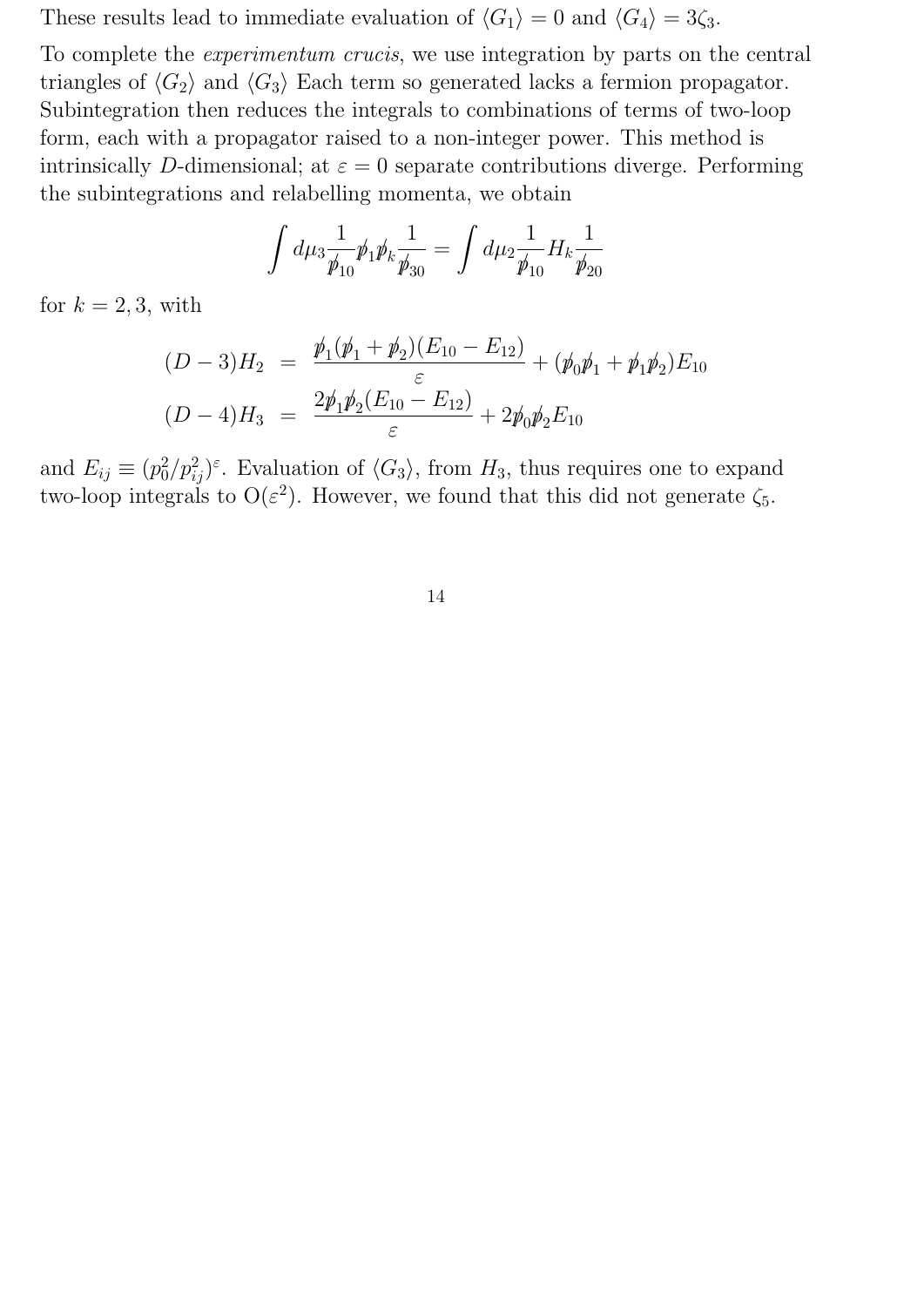These results lead to immediate evaluation of $\langle G_1 \rangle = 0$ and $\langle G_4 \rangle = 3\zeta_3$.

To complete the *experimentum crucis*, we use integration by parts on the central triangles of $\langle G_2 \rangle$ and $\langle G_3 \rangle$ Each term so generated lacks a fermion propagator. Subintegration then reduces the integrals to combinations of terms of two-loop form, each with a propagator raised to a non-integer power. This method is intrinsically $D$-dimensional; at $\varepsilon = 0$ separate contributions diverge. Performing the subintegrations and relabelling momenta, we obtain

$$\int d\mu_3 \frac{1}{\not{p}_{10}} \not{p}_1 \not{p}_k \frac{1}{\not{p}_{30}} = \int d\mu_2 \frac{1}{\not{p}_{10}} H_k \frac{1}{\not{p}_{20}}$$

for $k = 2, 3$, with

$$\begin{aligned}
(D-3)H_2 &= \frac{\not{p}_1(\not{p}_1 + \not{p}_2)(E_{10} - E_{12})}{\varepsilon} + (\not{p}_0\not{p}_1 + \not{p}_1\not{p}_2)E_{10} \\
(D-4)H_3 &= \frac{2\not{p}_1\not{p}_2(E_{10} - E_{12})}{\varepsilon} + 2\not{p}_0\not{p}_2 E_{10}
\end{aligned}$$

and $E_{ij} \equiv (p_0^2/p_{ij}^2)^\varepsilon$. Evaluation of $\langle G_3 \rangle$, from $H_3$, thus requires one to expand two-loop integrals to $\mathrm{O}(\varepsilon^2)$. However, we found that this did not generate $\zeta_5$.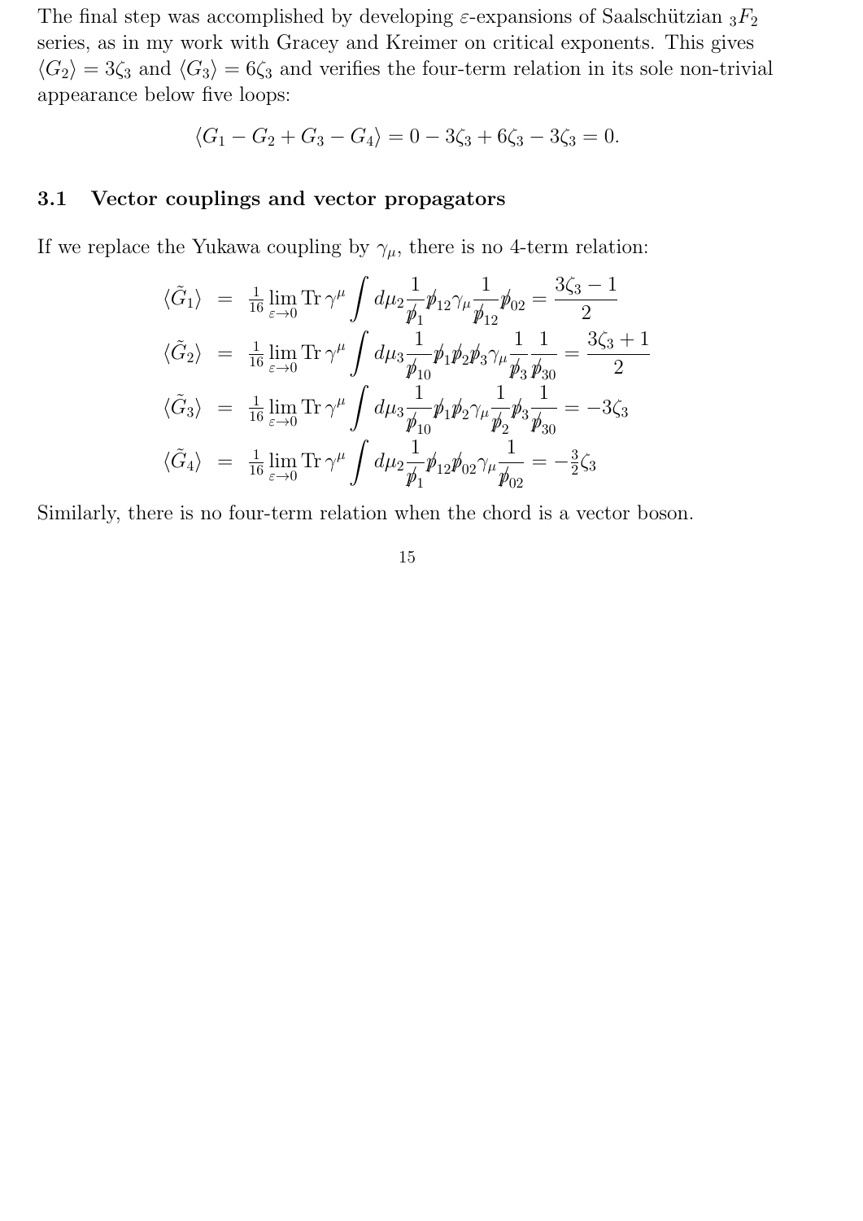The final step was accomplished by developing $\varepsilon$-expansions of Saalschützian ${}_3F_2$ series, as in my work with Gracey and Kreimer on critical exponents. This gives $\langle G_2\rangle = 3\zeta_3$ and $\langle G_3\rangle = 6\zeta_3$ and verifies the four-term relation in its sole non-trivial appearance below five loops:

$$\langle G_1 - G_2 + G_3 - G_4\rangle = 0 - 3\zeta_3 + 6\zeta_3 - 3\zeta_3 = 0.$$

### 3.1 Vector couplings and vector propagators

If we replace the Yukawa coupling by $\gamma_\mu$, there is no 4-term relation:

$$\begin{aligned}
\langle \tilde{G}_1\rangle &= \tfrac{1}{16}\lim_{\varepsilon\to 0}\operatorname{Tr}\gamma^\mu\int d\mu_2 \frac{1}{\not{p}_1}\not{p}_{12}\gamma_\mu\frac{1}{\not{p}_{12}}\not{p}_{02} = \frac{3\zeta_3 - 1}{2}\\
\langle \tilde{G}_2\rangle &= \tfrac{1}{16}\lim_{\varepsilon\to 0}\operatorname{Tr}\gamma^\mu\int d\mu_3 \frac{1}{\not{p}_{10}}\not{p}_1\not{p}_2\not{p}_3\gamma_\mu\frac{1}{\not{p}_3}\frac{1}{\not{p}_{30}} = \frac{3\zeta_3 + 1}{2}\\
\langle \tilde{G}_3\rangle &= \tfrac{1}{16}\lim_{\varepsilon\to 0}\operatorname{Tr}\gamma^\mu\int d\mu_3 \frac{1}{\not{p}_{10}}\not{p}_1\not{p}_2\gamma_\mu\frac{1}{\not{p}_2}\not{p}_3\frac{1}{\not{p}_{30}} = -3\zeta_3\\
\langle \tilde{G}_4\rangle &= \tfrac{1}{16}\lim_{\varepsilon\to 0}\operatorname{Tr}\gamma^\mu\int d\mu_2 \frac{1}{\not{p}_1}\not{p}_{12}\not{p}_{02}\gamma_\mu\frac{1}{\not{p}_{02}} = -\tfrac{3}{2}\zeta_3
\end{aligned}$$

Similarly, there is no four-term relation when the chord is a vector boson.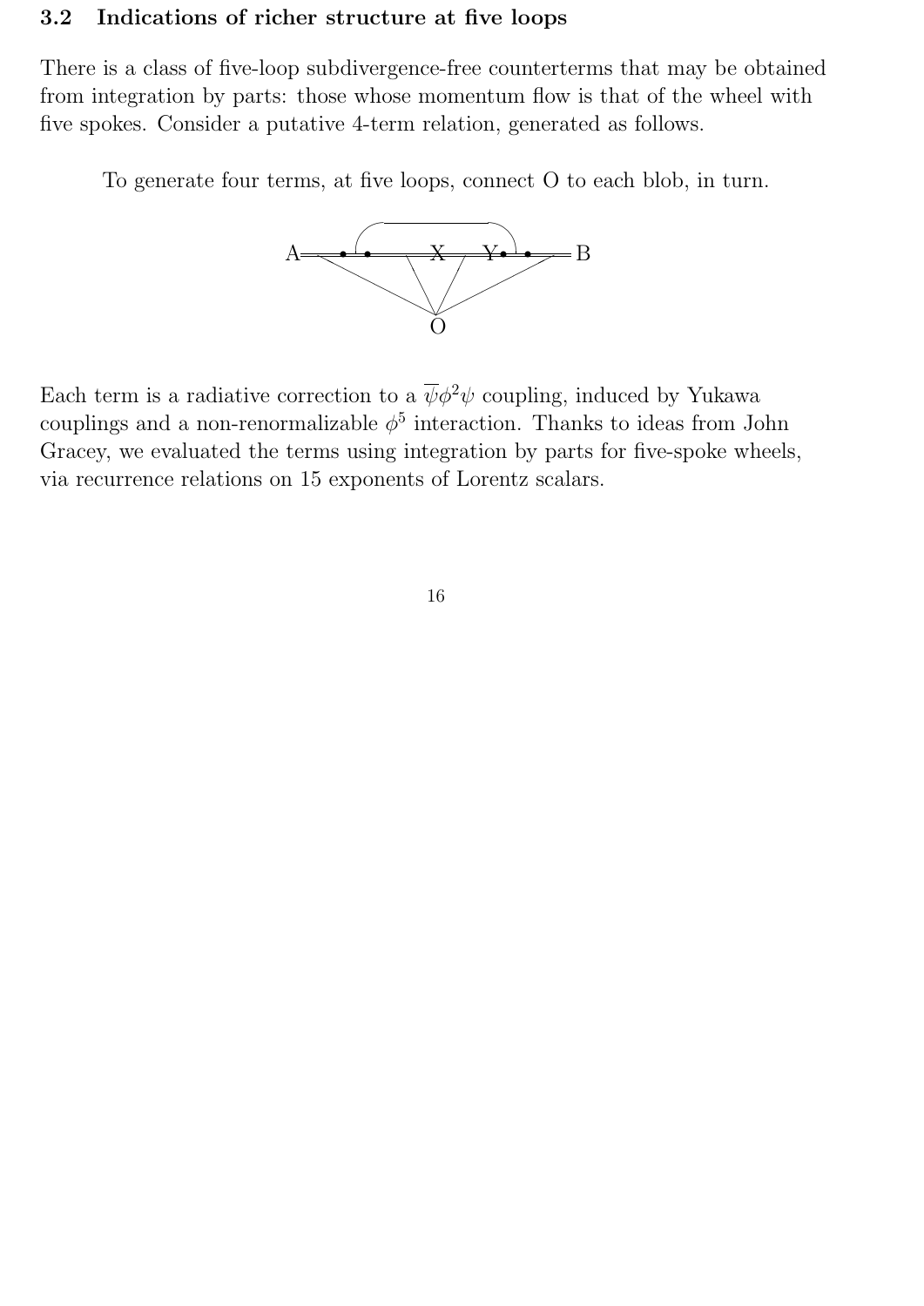### 3.2 Indications of richer structure at five loops

There is a class of five-loop subdivergence-free counterterms that may be obtained from integration by parts: those whose momentum flow is that of the wheel with five spokes. Consider a putative 4-term relation, generated as follows.

> To generate four terms, at five loops, connect O to each blob, in turn.

A X Y B

O

Each term is a radiative correction to a $\overline{\psi}\phi^2\psi$ coupling, induced by Yukawa couplings and a non-renormalizable $\phi^5$ interaction. Thanks to ideas from John Gracey, we evaluated the terms using integration by parts for five-spoke wheels, via recurrence relations on 15 exponents of Lorentz scalars.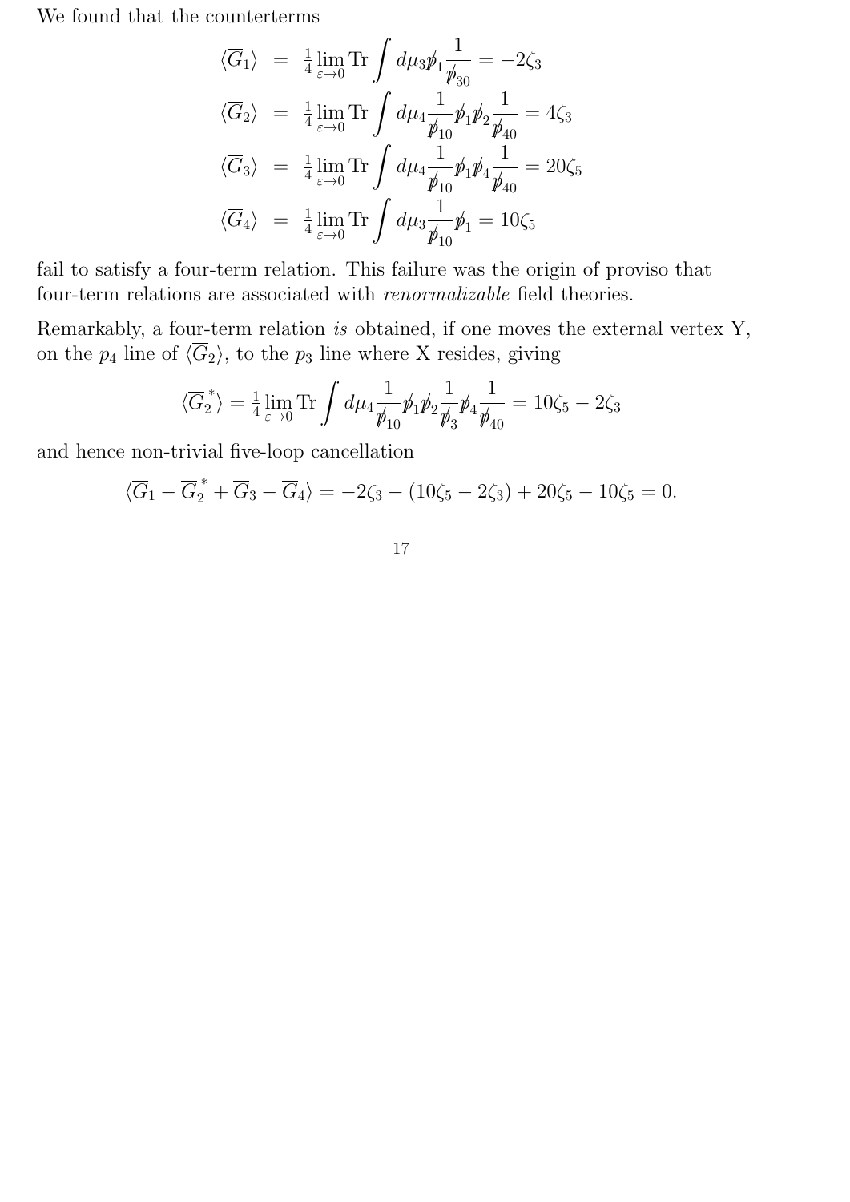We found that the counterterms

$$
\begin{aligned}
\langle \overline{G}_1 \rangle &= \tfrac{1}{4} \lim_{\varepsilon \to 0} \mathrm{Tr} \int d\mu_3 \not{p}_1 \frac{1}{\not{p}_{30}} = -2\zeta_3 \\
\langle \overline{G}_2 \rangle &= \tfrac{1}{4} \lim_{\varepsilon \to 0} \mathrm{Tr} \int d\mu_4 \frac{1}{\not{p}_{10}} \not{p}_1 \not{p}_2 \frac{1}{\not{p}_{40}} = 4\zeta_3 \\
\langle \overline{G}_3 \rangle &= \tfrac{1}{4} \lim_{\varepsilon \to 0} \mathrm{Tr} \int d\mu_4 \frac{1}{\not{p}_{10}} \not{p}_1 \not{p}_4 \frac{1}{\not{p}_{40}} = 20\zeta_5 \\
\langle \overline{G}_4 \rangle &= \tfrac{1}{4} \lim_{\varepsilon \to 0} \mathrm{Tr} \int d\mu_3 \frac{1}{\not{p}_{10}} \not{p}_1 = 10\zeta_5
\end{aligned}
$$

fail to satisfy a four-term relation. This failure was the origin of proviso that four-term relations are associated with *renormalizable* field theories.

Remarkably, a four-term relation *is* obtained, if one moves the external vertex Y, on the $p_4$ line of $\langle \overline{G}_2 \rangle$, to the $p_3$ line where X resides, giving

$$
\langle \overline{G}_2^{\,*} \rangle = \tfrac{1}{4} \lim_{\varepsilon \to 0} \mathrm{Tr} \int d\mu_4 \frac{1}{\not{p}_{10}} \not{p}_1 \not{p}_2 \frac{1}{\not{p}_3} \not{p}_4 \frac{1}{\not{p}_{40}} = 10\zeta_5 - 2\zeta_3
$$

and hence non-trivial five-loop cancellation

$$
\langle \overline{G}_1 - \overline{G}_2^{\,*} + \overline{G}_3 - \overline{G}_4 \rangle = -2\zeta_3 - (10\zeta_5 - 2\zeta_3) + 20\zeta_5 - 10\zeta_5 = 0.
$$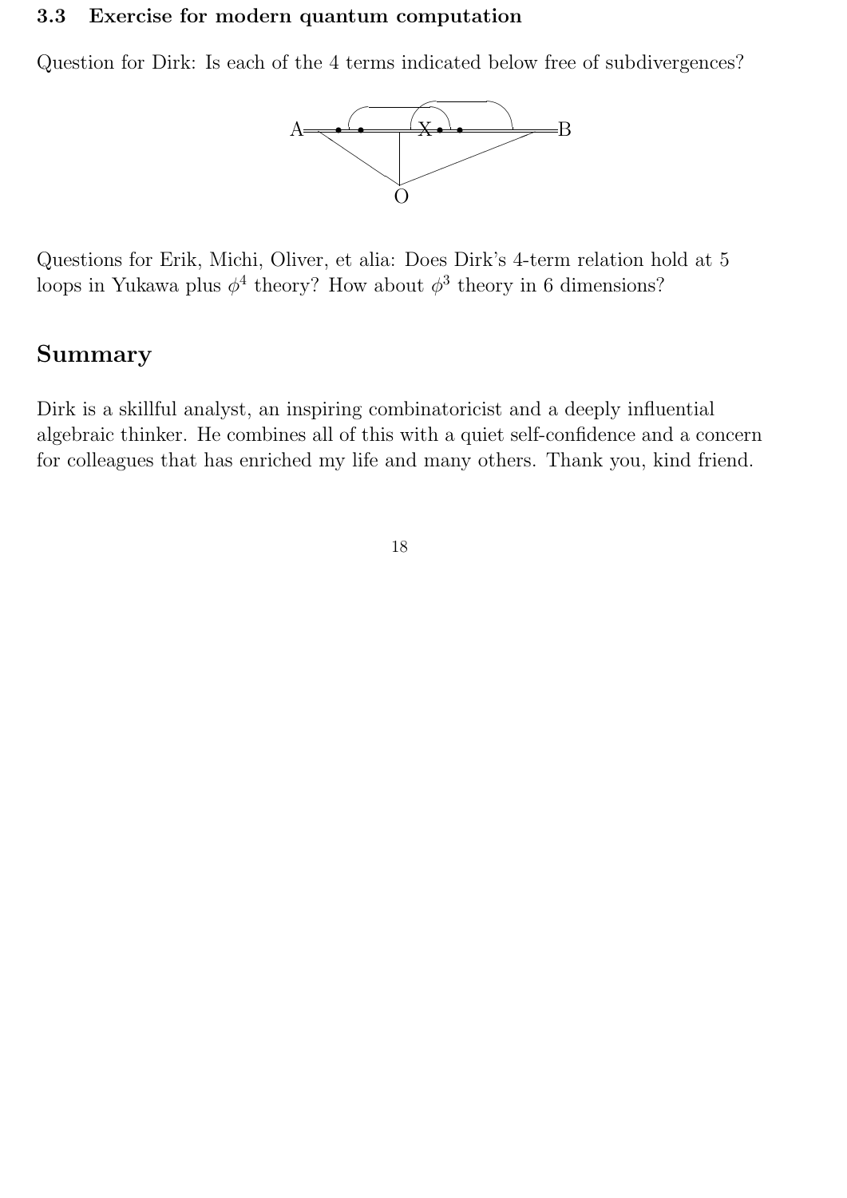### 3.3 Exercise for modern quantum computation

Question for Dirk: Is each of the 4 terms indicated below free of subdivergences?

A
X
B
O

Questions for Erik, Michi, Oliver, et alia: Does Dirk's 4-term relation hold at 5 loops in Yukawa plus $\phi^4$ theory? How about $\phi^3$ theory in 6 dimensions?

## Summary

Dirk is a skillful analyst, an inspiring combinatoricist and a deeply influential algebraic thinker. He combines all of this with a quiet self-confidence and a concern for colleagues that has enriched my life and many others. Thank you, kind friend.